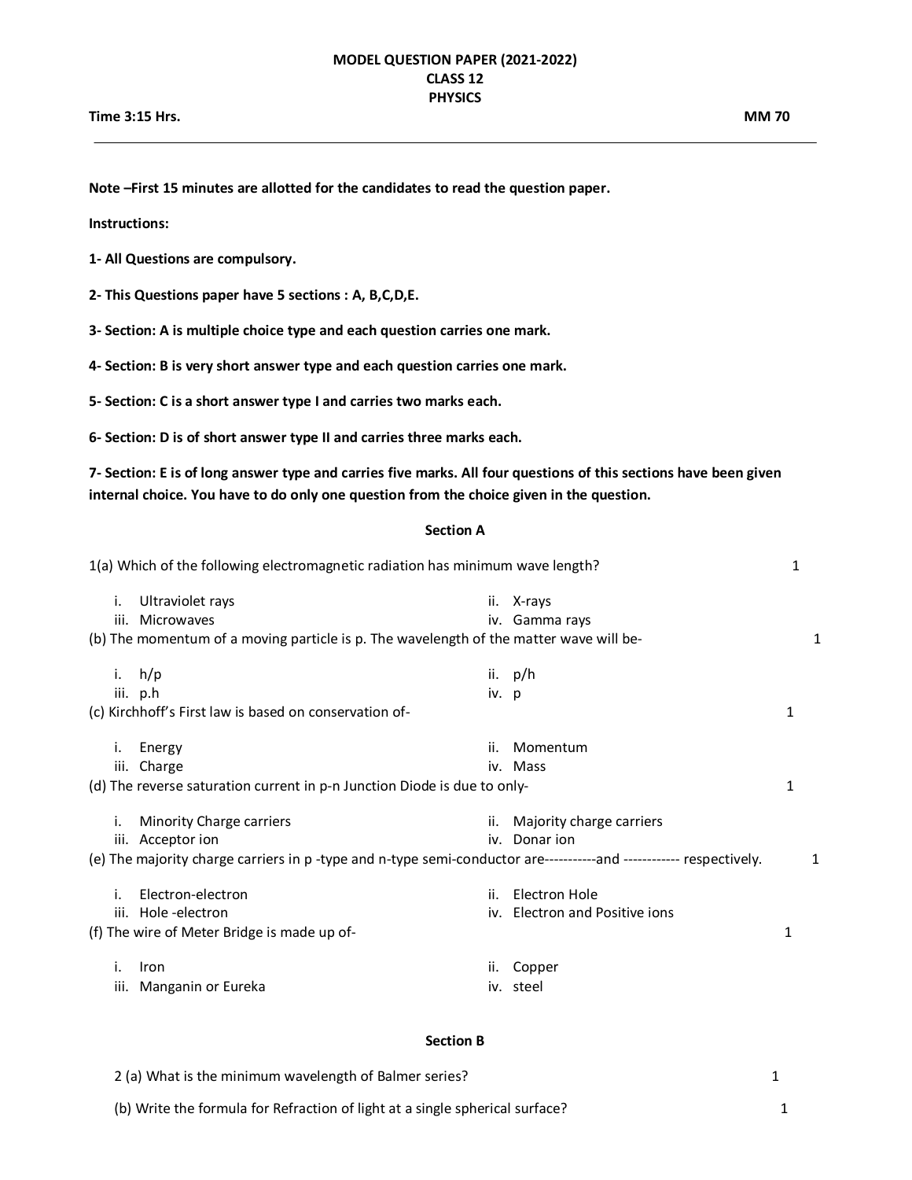# MODEL QUESTION PAPER (2021-2022)
## CLASS 12
## PHYSICS

**Time 3:15 Hrs.** **MM 70**

---

**Note –First 15 minutes are allotted for the candidates to read the question paper.**

**Instructions:**

**1- All Questions are compulsory.**

**2- This Questions paper have 5 sections : A, B,C,D,E.**

**3- Section: A is multiple choice type and each question carries one mark.**

**4- Section: B is very short answer type and each question carries one mark.**

**5- Section: C is a short answer type I and carries two marks each.**

**6- Section: D is of short answer type II and carries three marks each.**

**7- Section: E is of long answer type and carries five marks. All four questions of this sections have been given internal choice. You have to do only one question from the choice given in the question.**

### Section A

1(a) Which of the following electromagnetic radiation has minimum wave length? 1

i. Ultraviolet rays
ii. X-rays
iii. Microwaves
iv. Gamma rays

(b) The momentum of a moving particle is p. The wavelength of the matter wave will be- 1

i. h/p
ii. p/h
iii. p.h
iv. p

(c) Kirchhoff's First law is based on conservation of- 1

i. Energy
ii. Momentum
iii. Charge
iv. Mass

(d) The reverse saturation current in p-n Junction Diode is due to only- 1

i. Minority Charge carriers
ii. Majority charge carriers
iii. Acceptor ion
iv. Donar ion

(e) The majority charge carriers in p -type and n-type semi-conductor are-----------and ------------ respectively. 1

i. Electron-electron
ii. Electron Hole
iii. Hole -electron
iv. Electron and Positive ions

(f) The wire of Meter Bridge is made up of- 1

i. Iron
ii. Copper
iii. Manganin or Eureka
iv. steel

### Section B

2 (a) What is the minimum wavelength of Balmer series? 1

(b) Write the formula for Refraction of light at a single spherical surface? 1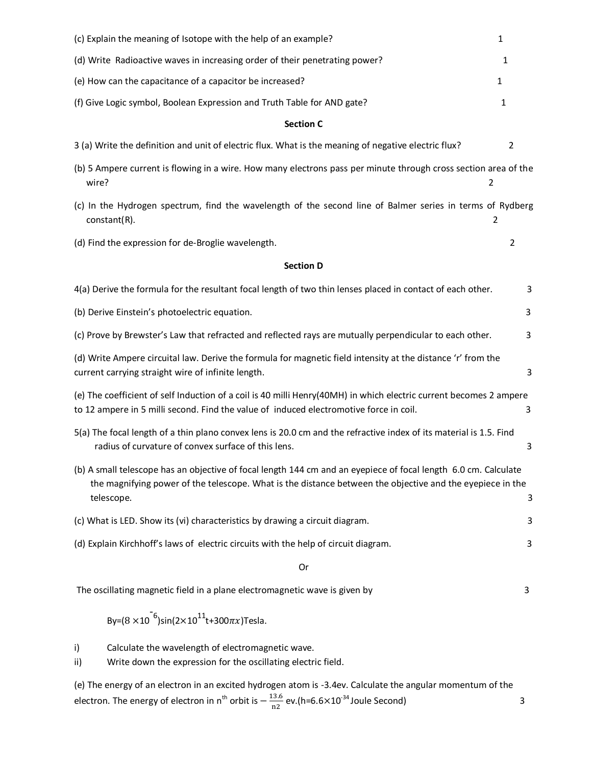(c) Explain the meaning of Isotope with the help of an example? 1

(d) Write Radioactive waves in increasing order of their penetrating power? 1

(e) How can the capacitance of a capacitor be increased? 1

(f) Give Logic symbol, Boolean Expression and Truth Table for AND gate? 1

### Section C

3 (a) Write the definition and unit of electric flux. What is the meaning of negative electric flux? 2

(b) 5 Ampere current is flowing in a wire. How many electrons pass per minute through cross section area of the wire? 2

(c) In the Hydrogen spectrum, find the wavelength of the second line of Balmer series in terms of Rydberg constant(R). 2

(d) Find the expression for de-Broglie wavelength. 2

### Section D

4(a) Derive the formula for the resultant focal length of two thin lenses placed in contact of each other. 3

(b) Derive Einstein's photoelectric equation. 3

(c) Prove by Brewster's Law that refracted and reflected rays are mutually perpendicular to each other. 3

(d) Write Ampere circuital law. Derive the formula for magnetic field intensity at the distance 'r' from the current carrying straight wire of infinite length. 3

(e) The coefficient of self Induction of a coil is 40 milli Henry(40MH) in which electric current becomes 2 ampere to 12 ampere in 5 milli second. Find the value of induced electromotive force in coil. 3

5(a) The focal length of a thin plano convex lens is 20.0 cm and the refractive index of its material is 1.5. Find radius of curvature of convex surface of this lens. 3

(b) A small telescope has an objective of focal length 144 cm and an eyepiece of focal length 6.0 cm. Calculate the magnifying power of the telescope. What is the distance between the objective and the eyepiece in the telescope. 3

(c) What is LED. Show its (vi) characteristics by drawing a circuit diagram. 3

(d) Explain Kirchhoff's laws of electric circuits with the help of circuit diagram. 3

Or

The oscillating magnetic field in a plane electromagnetic wave is given by 3

$$B_y = (8 \times 10^{-6}) \sin(2 \times 10^{11} t + 300\pi x) \text{ Tesla.}$$

i) Calculate the wavelength of electromagnetic wave.

ii) Write down the expression for the oscillating electric field.

(e) The energy of an electron in an excited hydrogen atom is -3.4ev. Calculate the angular momentum of the electron. The energy of electron in $n^{th}$ orbit is $-\frac{13.6}{n2}$ ev.(h=$6.6\times10^{-34}$ Joule Second) 3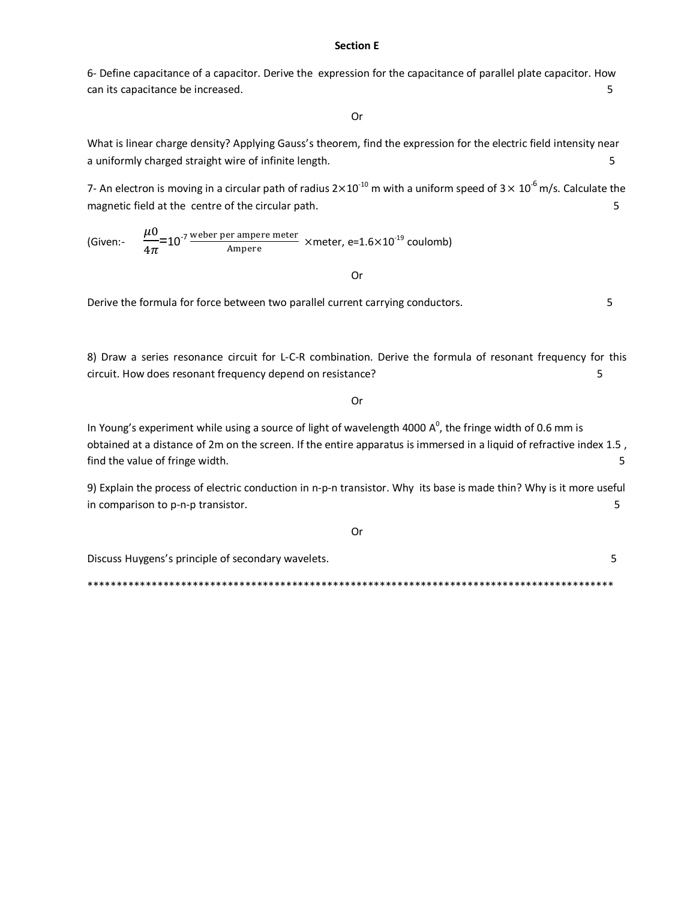## Section E

6- Define capacitance of a capacitor. Derive the expression for the capacitance of parallel plate capacitor. How can its capacitance be increased. 5

Or

What is linear charge density? Applying Gauss's theorem, find the expression for the electric field intensity near a uniformly charged straight wire of infinite length. 5

7- An electron is moving in a circular path of radius $2\times10^{-10}$ m with a uniform speed of $3\times 10^{-6}$ m/s. Calculate the magnetic field at the centre of the circular path. 5

(Given:- $\frac{\mu 0}{4\pi}=10^{-7}\,\frac{\text{weber per ampere meter}}{\text{Ampere}}\times$meter, e=$1.6\times10^{-19}$ coulomb)

Or

Derive the formula for force between two parallel current carrying conductors. 5

8) Draw a series resonance circuit for L-C-R combination. Derive the formula of resonant frequency for this circuit. How does resonant frequency depend on resistance? 5

Or

In Young's experiment while using a source of light of wavelength 4000 $A^0$, the fringe width of 0.6 mm is obtained at a distance of 2m on the screen. If the entire apparatus is immersed in a liquid of refractive index 1.5 , find the value of fringe width. 5

9) Explain the process of electric conduction in n-p-n transistor. Why its base is made thin? Why is it more useful in comparison to p-n-p transistor. 5

Or

Discuss Huygens's principle of secondary wavelets. 5

***************************************************************************************************